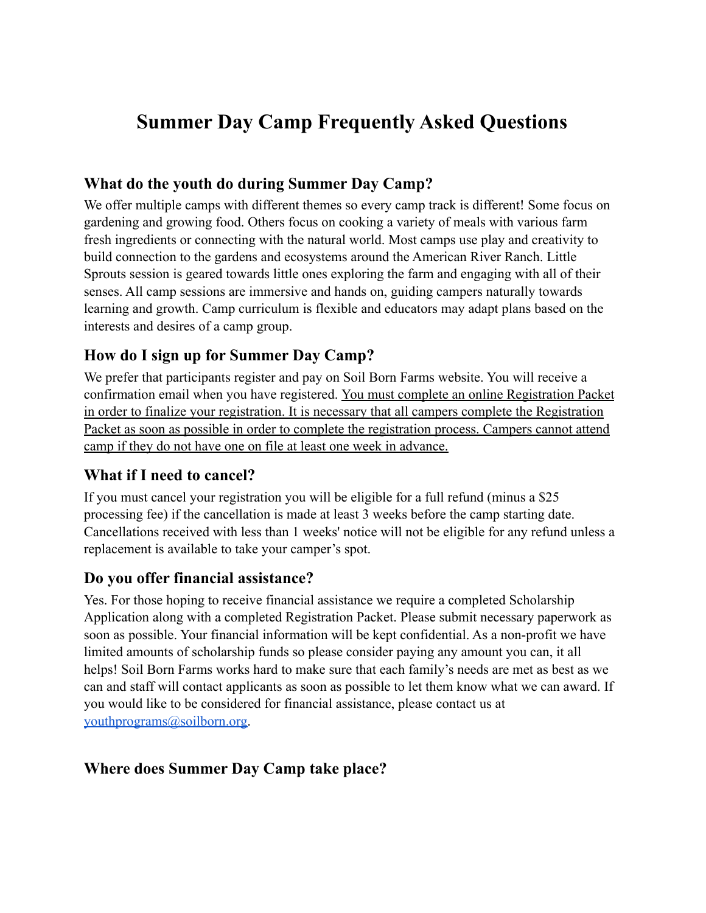# Summer Day Camp Frequently Asked Questions

## What do the youth do during Summer Day Camp?

We offer multiple camps with different themes so every camp track is different! Some focus on gardening and growing food. Others focus on cooking a variety of meals with various farm fresh ingredients or connecting with the natural world. Most camps use play and creativity to build connection to the gardens and ecosystems around the American River Ranch. Little Sprouts session is geared towards little ones exploring the farm and engaging with all of their senses. All camp sessions are immersive and hands on, guiding campers naturally towards learning and growth. Camp curriculum is flexible and educators may adapt plans based on the interests and desires of a camp group.

## How do I sign up for Summer Day Camp?

We prefer that participants register and pay on Soil Born Farms website. You will receive a confirmation email when you have registered. <u>You must complete an online Registration Packet in order to finalize your registration. It is necessary that all campers complete the Registration Packet as soon as possible in order to complete the registration process. Campers cannot attend camp if they do not have one on file at least one week in advance.</u>

## What if I need to cancel?

If you must cancel your registration you will be eligible for a full refund (minus a $25 processing fee) if the cancellation is made at least 3 weeks before the camp starting date. Cancellations received with less than 1 weeks' notice will not be eligible for any refund unless a replacement is available to take your camper's spot.

## Do you offer financial assistance?

Yes. For those hoping to receive financial assistance we require a completed Scholarship Application along with a completed Registration Packet. Please submit necessary paperwork as soon as possible. Your financial information will be kept confidential. As a non-profit we have limited amounts of scholarship funds so please consider paying any amount you can, it all helps! Soil Born Farms works hard to make sure that each family's needs are met as best as we can and staff will contact applicants as soon as possible to let them know what we can award. If you would like to be considered for financial assistance, please contact us at [youthprograms@soilborn.org](mailto:youthprograms@soilborn.org).

## Where does Summer Day Camp take place?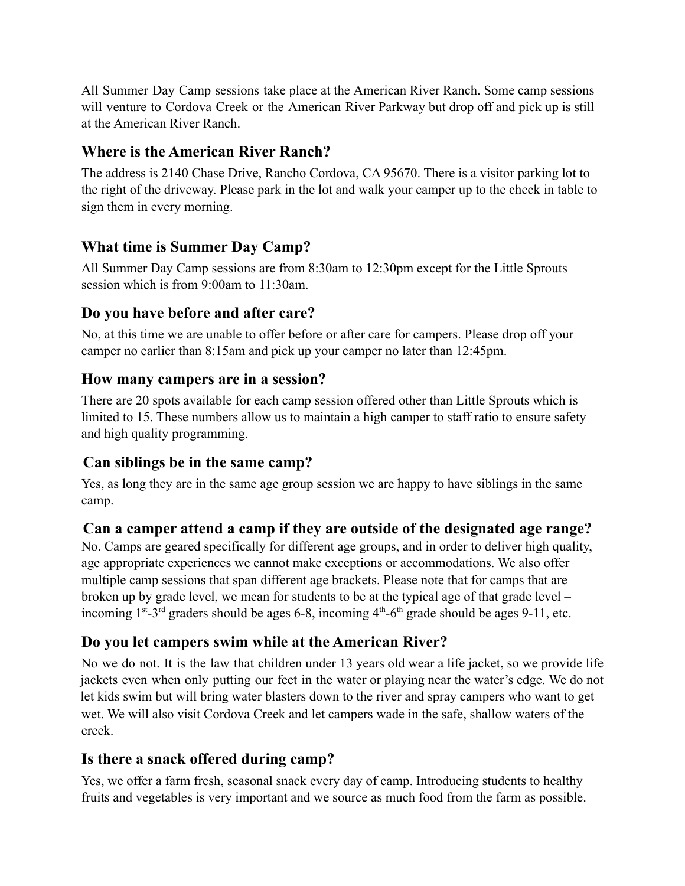All Summer Day Camp sessions take place at the American River Ranch. Some camp sessions will venture to Cordova Creek or the American River Parkway but drop off and pick up is still at the American River Ranch.

## Where is the American River Ranch?

The address is 2140 Chase Drive, Rancho Cordova, CA 95670. There is a visitor parking lot to the right of the driveway. Please park in the lot and walk your camper up to the check in table to sign them in every morning.

## What time is Summer Day Camp?

All Summer Day Camp sessions are from 8:30am to 12:30pm except for the Little Sprouts session which is from 9:00am to 11:30am.

## Do you have before and after care?

No, at this time we are unable to offer before or after care for campers. Please drop off your camper no earlier than 8:15am and pick up your camper no later than 12:45pm.

## How many campers are in a session?

There are 20 spots available for each camp session offered other than Little Sprouts which is limited to 15. These numbers allow us to maintain a high camper to staff ratio to ensure safety and high quality programming.

## Can siblings be in the same camp?

Yes, as long they are in the same age group session we are happy to have siblings in the same camp.

## Can a camper attend a camp if they are outside of the designated age range?

No. Camps are geared specifically for different age groups, and in order to deliver high quality, age appropriate experiences we cannot make exceptions or accommodations. We also offer multiple camp sessions that span different age brackets. Please note that for camps that are broken up by grade level, we mean for students to be at the typical age of that grade level – incoming 1st-3rd graders should be ages 6-8, incoming 4th-6th grade should be ages 9-11, etc.

## Do you let campers swim while at the American River?

No we do not. It is the law that children under 13 years old wear a life jacket, so we provide life jackets even when only putting our feet in the water or playing near the water's edge. We do not let kids swim but will bring water blasters down to the river and spray campers who want to get wet. We will also visit Cordova Creek and let campers wade in the safe, shallow waters of the creek.

## Is there a snack offered during camp?

Yes, we offer a farm fresh, seasonal snack every day of camp. Introducing students to healthy fruits and vegetables is very important and we source as much food from the farm as possible.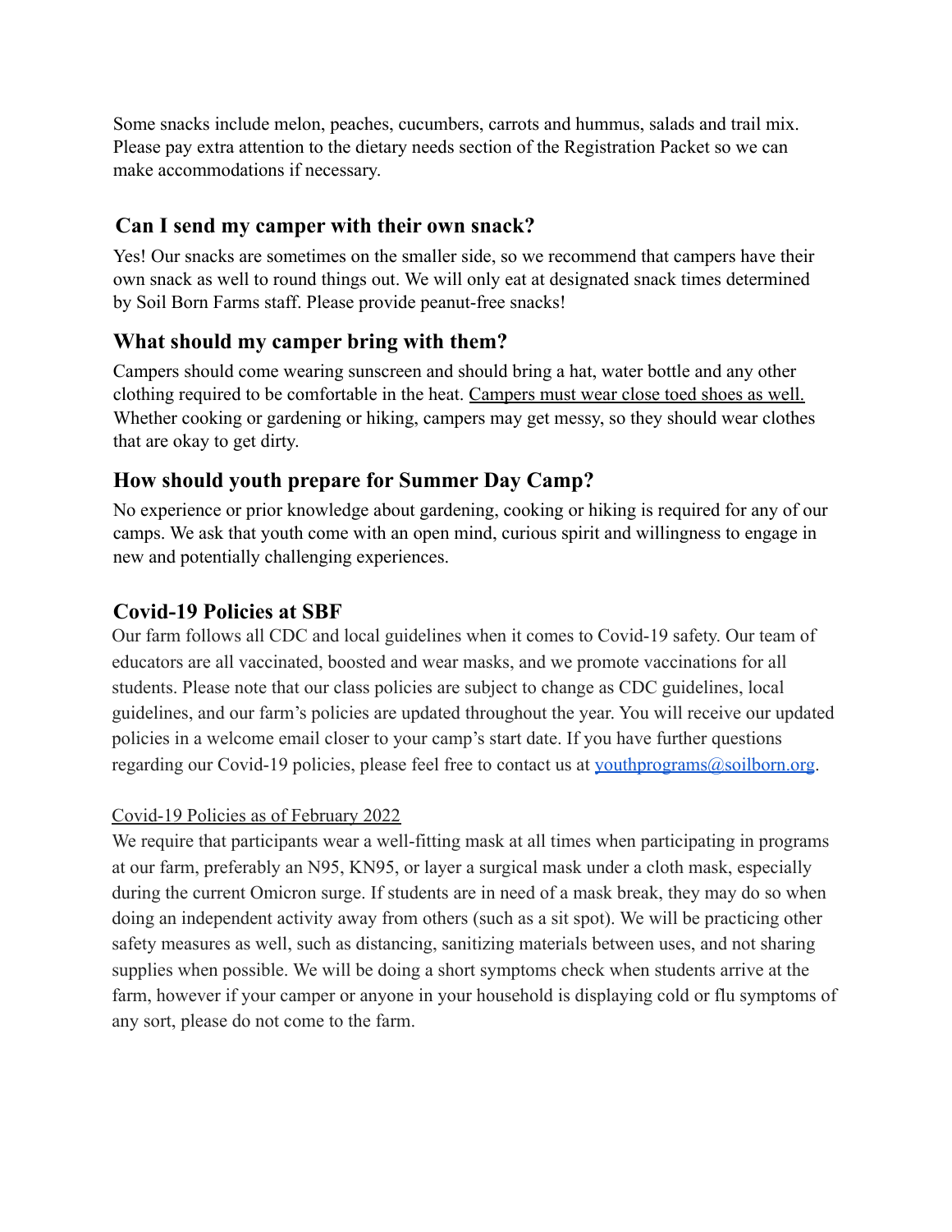Some snacks include melon, peaches, cucumbers, carrots and hummus, salads and trail mix. Please pay extra attention to the dietary needs section of the Registration Packet so we can make accommodations if necessary.

## Can I send my camper with their own snack?

Yes! Our snacks are sometimes on the smaller side, so we recommend that campers have their own snack as well to round things out. We will only eat at designated snack times determined by Soil Born Farms staff. Please provide peanut-free snacks!

## What should my camper bring with them?

Campers should come wearing sunscreen and should bring a hat, water bottle and any other clothing required to be comfortable in the heat. Campers must wear close toed shoes as well. Whether cooking or gardening or hiking, campers may get messy, so they should wear clothes that are okay to get dirty.

## How should youth prepare for Summer Day Camp?

No experience or prior knowledge about gardening, cooking or hiking is required for any of our camps. We ask that youth come with an open mind, curious spirit and willingness to engage in new and potentially challenging experiences.

## Covid-19 Policies at SBF

Our farm follows all CDC and local guidelines when it comes to Covid-19 safety. Our team of educators are all vaccinated, boosted and wear masks, and we promote vaccinations for all students. Please note that our class policies are subject to change as CDC guidelines, local guidelines, and our farm's policies are updated throughout the year. You will receive our updated policies in a welcome email closer to your camp's start date. If you have further questions regarding our Covid-19 policies, please feel free to contact us at youthprograms@soilborn.org.

Covid-19 Policies as of February 2022

We require that participants wear a well-fitting mask at all times when participating in programs at our farm, preferably an N95, KN95, or layer a surgical mask under a cloth mask, especially during the current Omicron surge. If students are in need of a mask break, they may do so when doing an independent activity away from others (such as a sit spot). We will be practicing other safety measures as well, such as distancing, sanitizing materials between uses, and not sharing supplies when possible. We will be doing a short symptoms check when students arrive at the farm, however if your camper or anyone in your household is displaying cold or flu symptoms of any sort, please do not come to the farm.